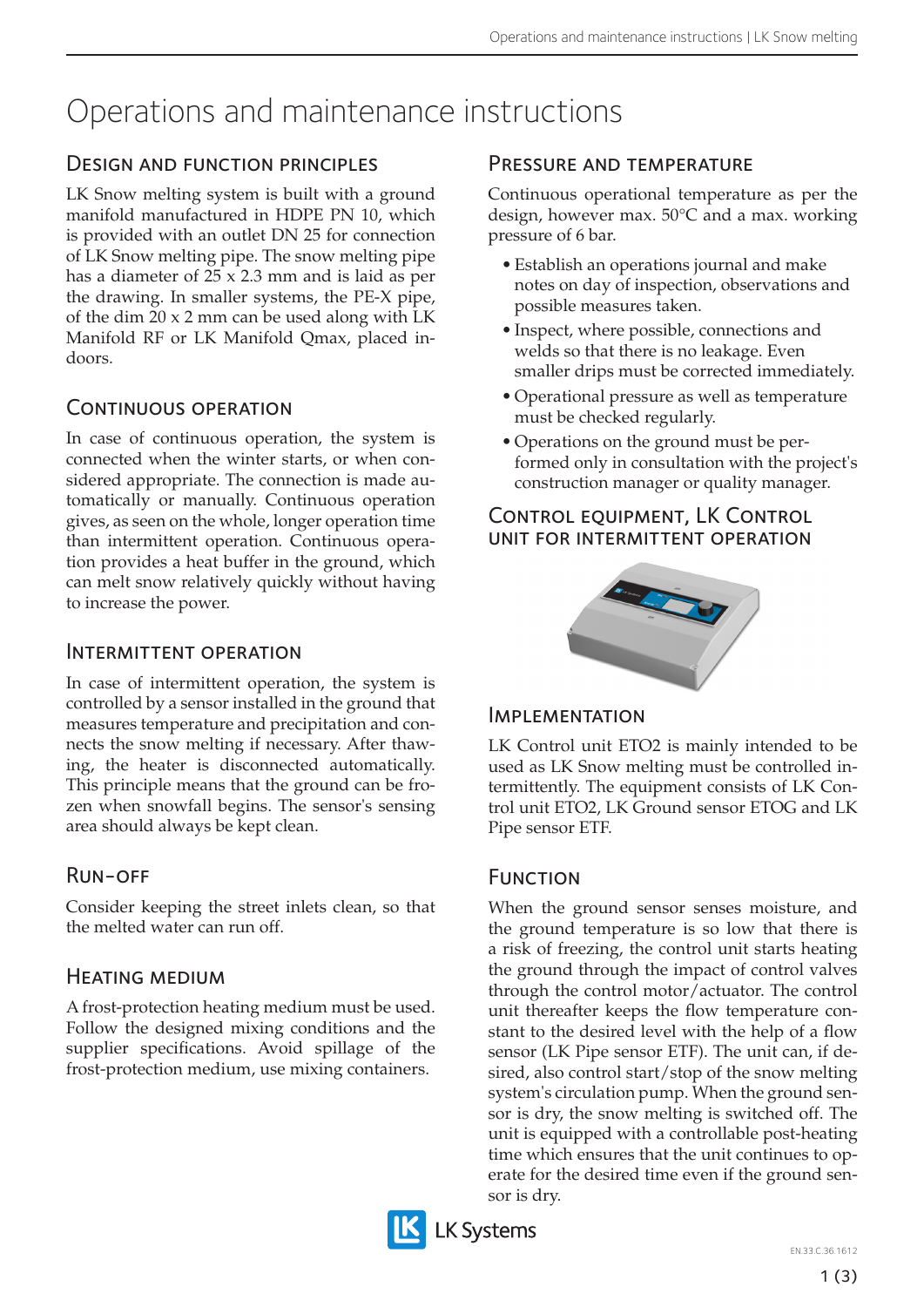# Operations and maintenance instructions

## Design and function principles

LK Snow melting system is built with a ground manifold manufactured in HDPE PN 10, which is provided with an outlet DN 25 for connection of LK Snow melting pipe. The snow melting pipe has a diameter of 25 x 2.3 mm and is laid as per the drawing. In smaller systems, the PE-X pipe, of the dim 20 x 2 mm can be used along with LK Manifold RF or LK Manifold Qmax, placed indoors.

## Continuous operation

In case of continuous operation, the system is connected when the winter starts, or when considered appropriate. The connection is made automatically or manually. Continuous operation gives, as seen on the whole, longer operation time than intermittent operation. Continuous operation provides a heat buffer in the ground, which can melt snow relatively quickly without having to increase the power.

## Intermittent operation

In case of intermittent operation, the system is controlled by a sensor installed in the ground that measures temperature and precipitation and connects the snow melting if necessary. After thawing, the heater is disconnected automatically. This principle means that the ground can be frozen when snowfall begins. The sensor's sensing area should always be kept clean.

## Run-off

Consider keeping the street inlets clean, so that the melted water can run off.

## Heating medium

A frost-protection heating medium must be used. Follow the designed mixing conditions and the supplier specifications. Avoid spillage of the frost-protection medium, use mixing containers.

## Pressure and temperature

Continuous operational temperature as per the design, however max. 50°C and a max. working pressure of 6 bar.

- Establish an operations journal and make notes on day of inspection, observations and possible measures taken.
- Inspect, where possible, connections and welds so that there is no leakage. Even smaller drips must be corrected immediately.
- Operational pressure as well as temperature must be checked regularly.
- Operations on the ground must be performed only in consultation with the project's construction manager or quality manager.

## Control equipment, LK Control unit for intermittent operation

## Implementation

LK Control unit ETO2 is mainly intended to be used as LK Snow melting must be controlled intermittently. The equipment consists of LK Control unit ETO2, LK Ground sensor ETOG and LK Pipe sensor ETF.

## Function

When the ground sensor senses moisture, and the ground temperature is so low that there is a risk of freezing, the control unit starts heating the ground through the impact of control valves through the control motor/actuator. The control unit thereafter keeps the flow temperature constant to the desired level with the help of a flow sensor (LK Pipe sensor ETF). The unit can, if desired, also control start/stop of the snow melting system's circulation pump. When the ground sensor is dry, the snow melting is switched off. The unit is equipped with a controllable post-heating time which ensures that the unit continues to operate for the desired time even if the ground sensor is dry.

EN.33.C.36.1612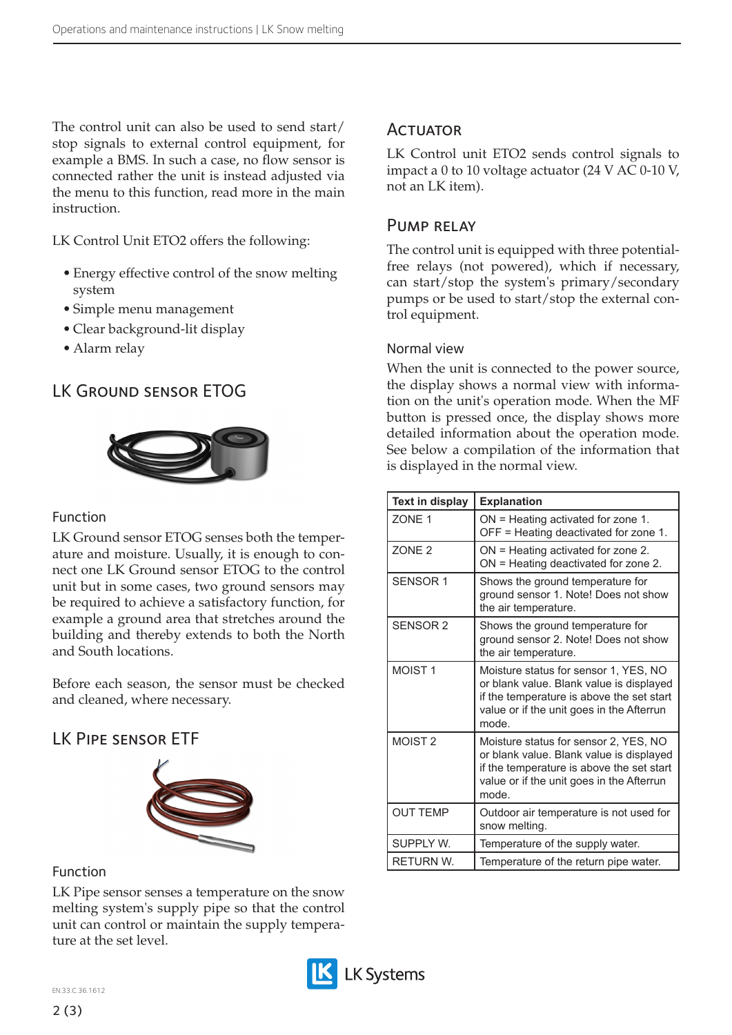The control unit can also be used to send start/stop signals to external control equipment, for example a BMS. In such a case, no flow sensor is connected rather the unit is instead adjusted via the menu to this function, read more in the main instruction.

LK Control Unit ETO2 offers the following:

- Energy effective control of the snow melting system
- Simple menu management
- Clear background-lit display
- Alarm relay

## LK Ground sensor ETOG

### Function

LK Ground sensor ETOG senses both the temperature and moisture. Usually, it is enough to connect one LK Ground sensor ETOG to the control unit but in some cases, two ground sensors may be required to achieve a satisfactory function, for example a ground area that stretches around the building and thereby extends to both the North and South locations.

Before each season, the sensor must be checked and cleaned, where necessary.

## LK Pipe sensor ETF

### Function

LK Pipe sensor senses a temperature on the snow melting system's supply pipe so that the control unit can control or maintain the supply temperature at the set level.

## Actuator

LK Control unit ETO2 sends control signals to impact a 0 to 10 voltage actuator (24 V AC 0-10 V, not an LK item).

## Pump relay

The control unit is equipped with three potential-free relays (not powered), which if necessary, can start/stop the system's primary/secondary pumps or be used to start/stop the external control equipment.

### Normal view

When the unit is connected to the power source, the display shows a normal view with information on the unit's operation mode. When the MF button is pressed once, the display shows more detailed information about the operation mode. See below a compilation of the information that is displayed in the normal view.

| Text in display | Explanation |
|---|---|
| ZONE 1 | ON = Heating activated for zone 1. OFF = Heating deactivated for zone 1. |
| ZONE 2 | ON = Heating activated for zone 2. ON = Heating deactivated for zone 2. |
| SENSOR 1 | Shows the ground temperature for ground sensor 1. Note! Does not show the air temperature. |
| SENSOR 2 | Shows the ground temperature for ground sensor 2. Note! Does not show the air temperature. |
| MOIST 1 | Moisture status for sensor 1, YES, NO or blank value. Blank value is displayed if the temperature is above the set start value or if the unit goes in the Afterrun mode. |
| MOIST 2 | Moisture status for sensor 2, YES, NO or blank value. Blank value is displayed if the temperature is above the set start value or if the unit goes in the Afterrun mode. |
| OUT TEMP | Outdoor air temperature is not used for snow melting. |
| SUPPLY W. | Temperature of the supply water. |
| RETURN W. | Temperature of the return pipe water. |

EN.33.C.36.1612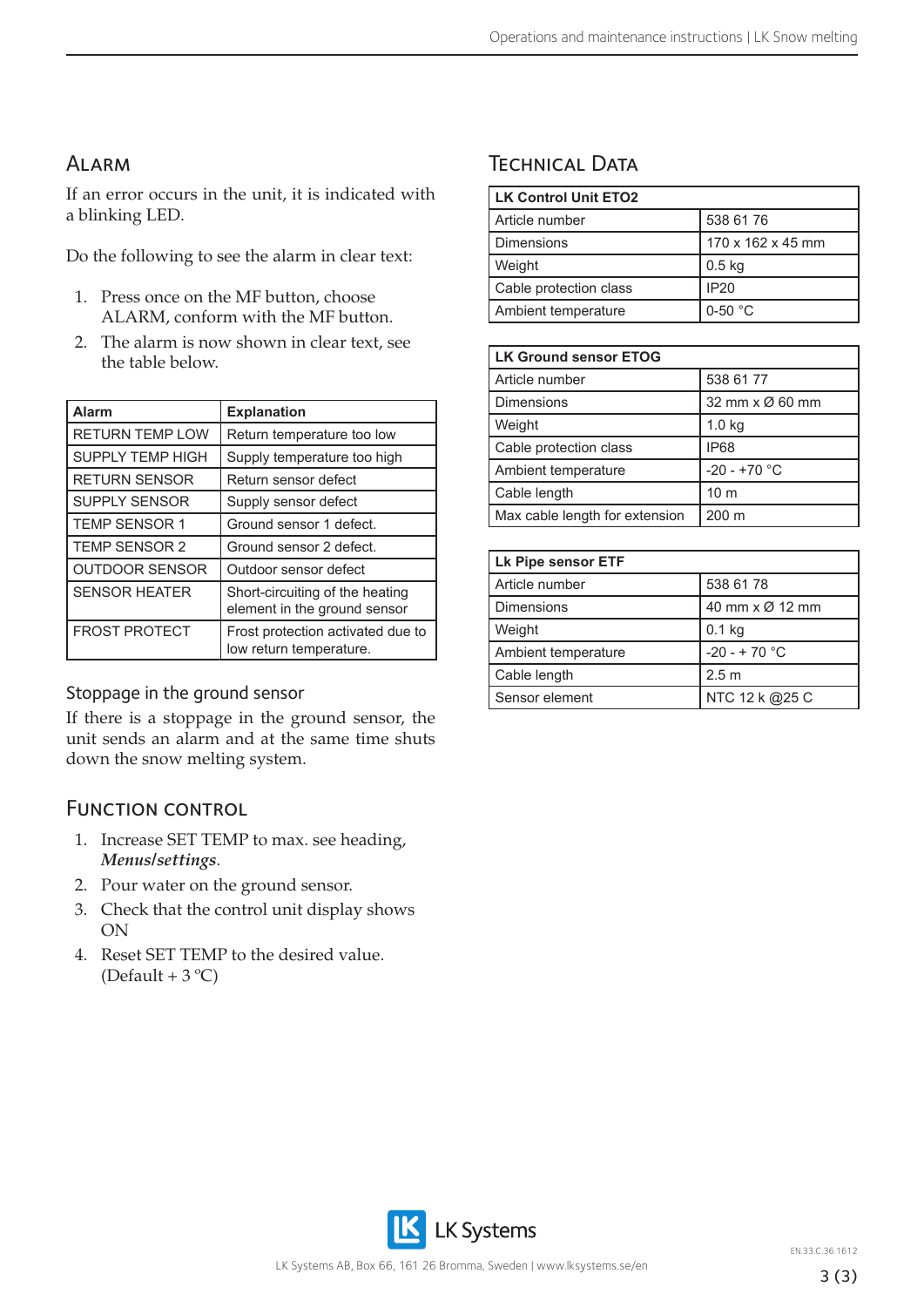## Alarm

If an error occurs in the unit, it is indicated with a blinking LED.

Do the following to see the alarm in clear text:

1. Press once on the MF button, choose ALARM, conform with the MF button.
2. The alarm is now shown in clear text, see the table below.

| Alarm | Explanation |
|---|---|
| RETURN TEMP LOW | Return temperature too low |
| SUPPLY TEMP HIGH | Supply temperature too high |
| RETURN SENSOR | Return sensor defect |
| SUPPLY SENSOR | Supply sensor defect |
| TEMP SENSOR 1 | Ground sensor 1 defect. |
| TEMP SENSOR 2 | Ground sensor 2 defect. |
| OUTDOOR SENSOR | Outdoor sensor defect |
| SENSOR HEATER | Short-circuiting of the heating element in the ground sensor |
| FROST PROTECT | Frost protection activated due to low return temperature. |

### Stoppage in the ground sensor

If there is a stoppage in the ground sensor, the unit sends an alarm and at the same time shuts down the snow melting system.

## Function control

1. Increase SET TEMP to max. see heading, ***Menus/settings***.
2. Pour water on the ground sensor.
3. Check that the control unit display shows ON
4. Reset SET TEMP to the desired value. (Default + 3 °C)

## Technical Data

| LK Control Unit ETO2 | |
|---|---|
| Article number | 538 61 76 |
| Dimensions | 170 x 162 x 45 mm |
| Weight | 0.5 kg |
| Cable protection class | IP20 |
| Ambient temperature | 0-50 °C |

| LK Ground sensor ETOG | |
|---|---|
| Article number | 538 61 77 |
| Dimensions | 32 mm x Ø 60 mm |
| Weight | 1.0 kg |
| Cable protection class | IP68 |
| Ambient temperature | -20 - +70 °C |
| Cable length | 10 m |
| Max cable length for extension | 200 m |

| Lk Pipe sensor ETF | |
|---|---|
| Article number | 538 61 78 |
| Dimensions | 40 mm x Ø 12 mm |
| Weight | 0.1 kg |
| Ambient temperature | -20 - + 70 °C |
| Cable length | 2.5 m |
| Sensor element | NTC 12 k @25 C |

LK Systems

LK Systems AB, Box 66, 161 26 Bromma, Sweden | www.lksystems.se/en

EN.33.C.36.1612